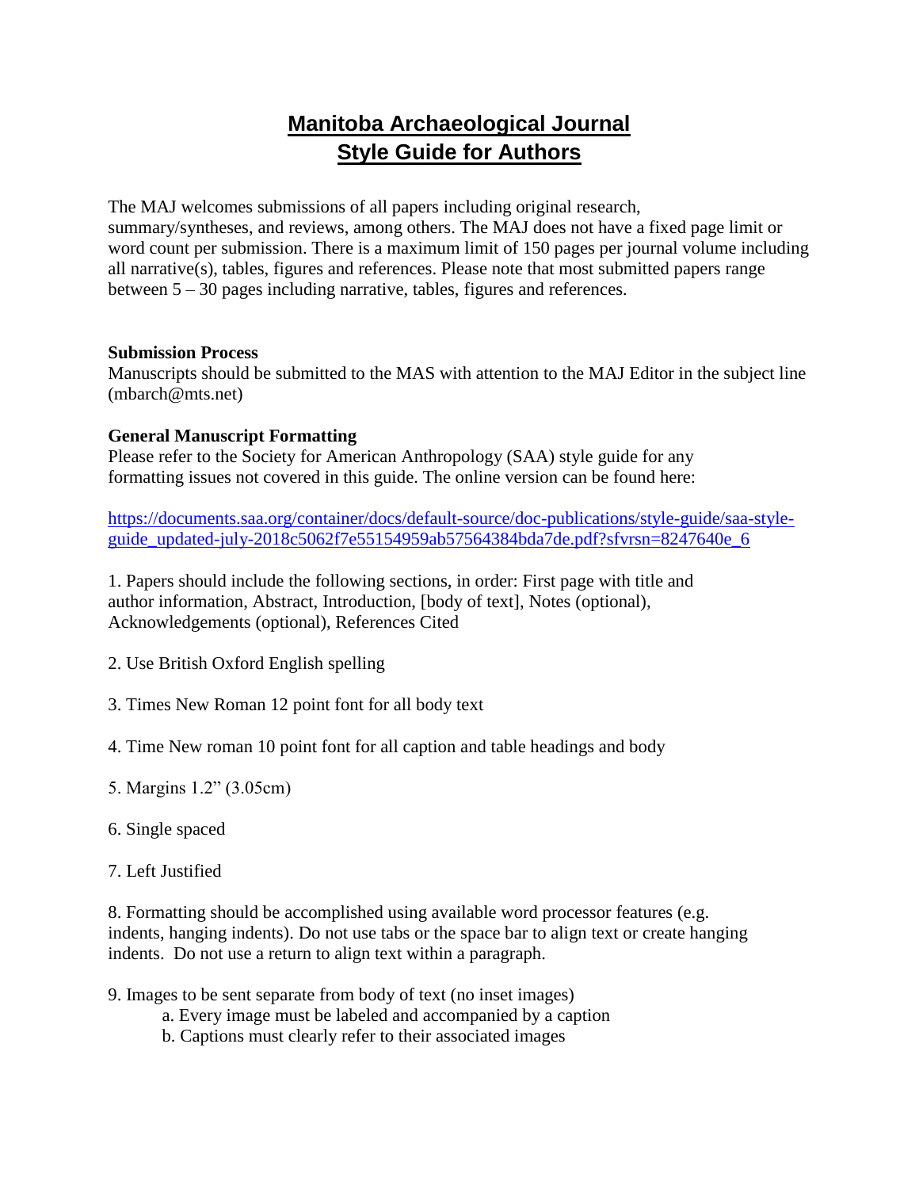# Manitoba Archaeological Journal
## Style Guide for Authors

The MAJ welcomes submissions of all papers including original research, summary/syntheses, and reviews, among others. The MAJ does not have a fixed page limit or word count per submission. There is a maximum limit of 150 pages per journal volume including all narrative(s), tables, figures and references. Please note that most submitted papers range between 5 – 30 pages including narrative, tables, figures and references.

**Submission Process**

Manuscripts should be submitted to the MAS with attention to the MAJ Editor in the subject line (mbarch@mts.net)

**General Manuscript Formatting**

Please refer to the Society for American Anthropology (SAA) style guide for any formatting issues not covered in this guide. The online version can be found here:

https://documents.saa.org/container/docs/default-source/doc-publications/style-guide/saa-style-guide_updated-july-2018c5062f7e55154959ab57564384bda7de.pdf?sfvrsn=8247640e_6

1. Papers should include the following sections, in order: First page with title and author information, Abstract, Introduction, [body of text], Notes (optional), Acknowledgements (optional), References Cited

2. Use British Oxford English spelling

3. Times New Roman 12 point font for all body text

4. Time New roman 10 point font for all caption and table headings and body

5. Margins 1.2" (3.05cm)

6. Single spaced

7. Left Justified

8. Formatting should be accomplished using available word processor features (e.g. indents, hanging indents). Do not use tabs or the space bar to align text or create hanging indents. Do not use a return to align text within a paragraph.

9. Images to be sent separate from body of text (no inset images)
   a. Every image must be labeled and accompanied by a caption
   b. Captions must clearly refer to their associated images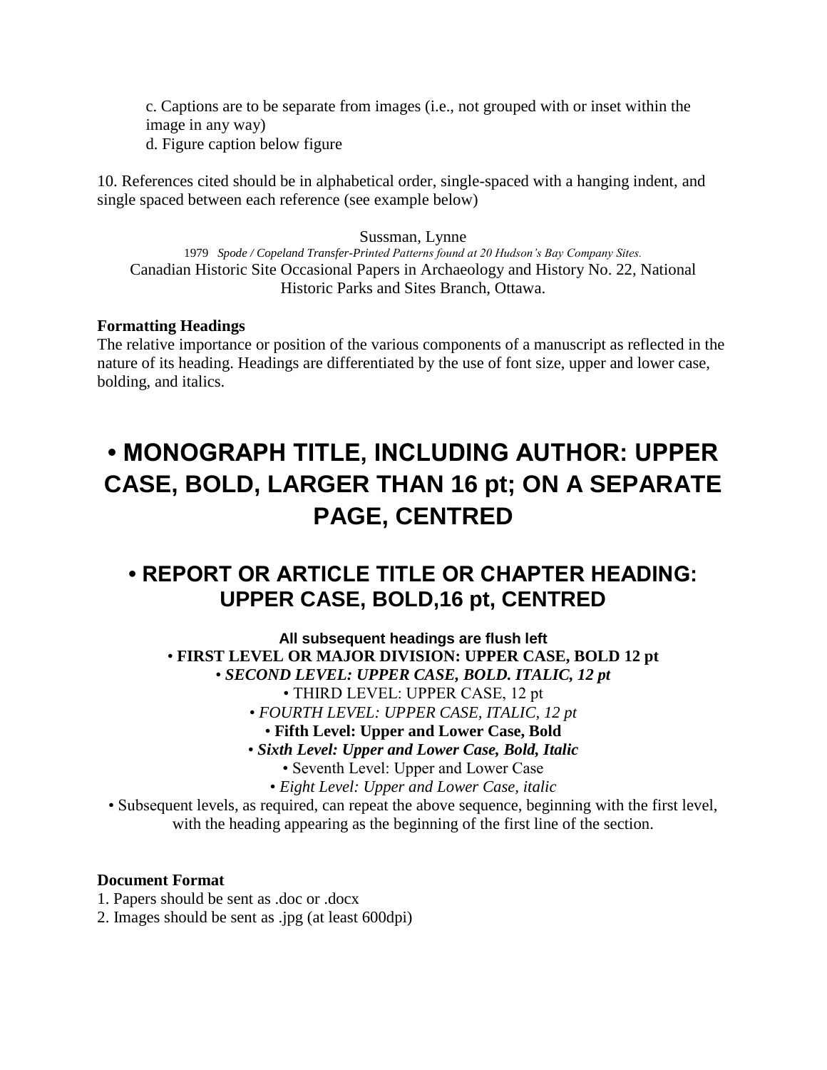c. Captions are to be separate from images (i.e., not grouped with or inset within the image in any way)
d. Figure caption below figure

10. References cited should be in alphabetical order, single-spaced with a hanging indent, and single spaced between each reference (see example below)

Sussman, Lynne
1979 *Spode / Copeland Transfer-Printed Patterns found at 20 Hudson's Bay Company Sites.* Canadian Historic Site Occasional Papers in Archaeology and History No. 22, National Historic Parks and Sites Branch, Ottawa.

**Formatting Headings**

The relative importance or position of the various components of a manuscript as reflected in the nature of its heading. Headings are differentiated by the use of font size, upper and lower case, bolding, and italics.

# • MONOGRAPH TITLE, INCLUDING AUTHOR: UPPER CASE, BOLD, LARGER THAN 16 pt; ON A SEPARATE PAGE, CENTRED

## • REPORT OR ARTICLE TITLE OR CHAPTER HEADING: UPPER CASE, BOLD,16 pt, CENTRED

**All subsequent headings are flush left**

• **FIRST LEVEL OR MAJOR DIVISION: UPPER CASE, BOLD 12 pt**

• ***SECOND LEVEL: UPPER CASE, BOLD. ITALIC, 12 pt***

• THIRD LEVEL: UPPER CASE, 12 pt

• *FOURTH LEVEL: UPPER CASE, ITALIC, 12 pt*

• **Fifth Level: Upper and Lower Case, Bold**

• ***Sixth Level: Upper and Lower Case, Bold, Italic***

• Seventh Level: Upper and Lower Case

• *Eight Level: Upper and Lower Case, italic*

• Subsequent levels, as required, can repeat the above sequence, beginning with the first level, with the heading appearing as the beginning of the first line of the section.

**Document Format**

1. Papers should be sent as .doc or .docx
2. Images should be sent as .jpg (at least 600dpi)